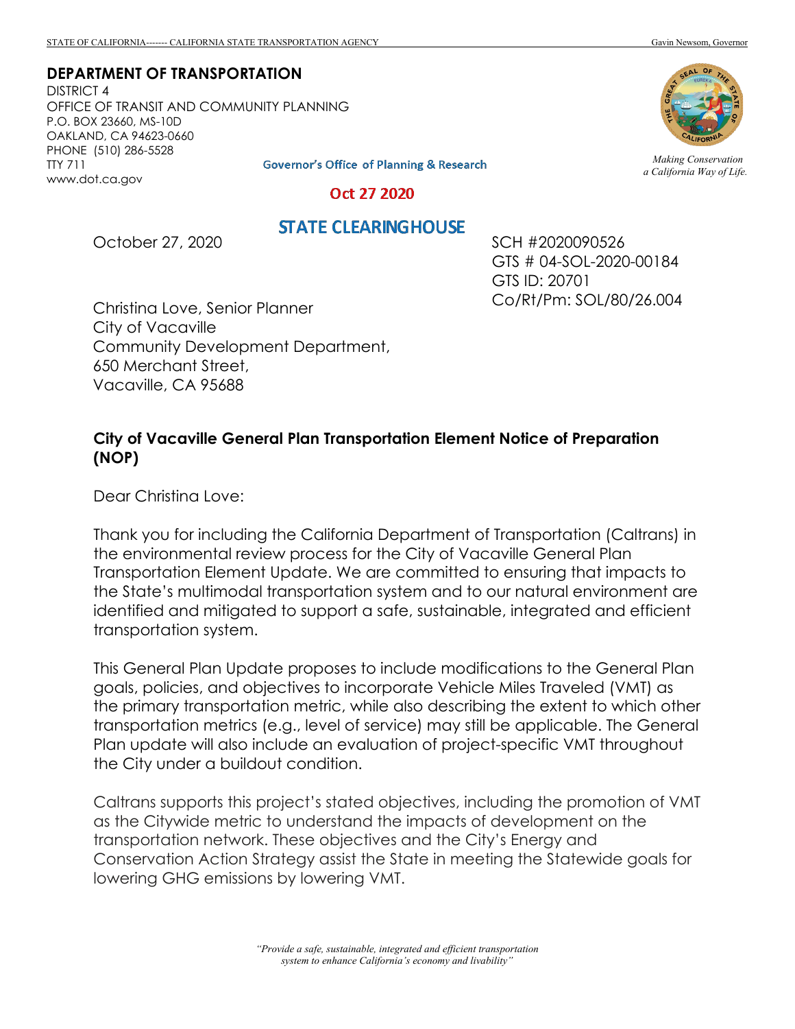STATE OF CALIFORNIA------- CALIFORNIA STATE TRANSPORTATION AGENCY — Gavin Newsom, Governor

**DEPARTMENT OF TRANSPORTATION**
DISTRICT 4
OFFICE OF TRANSIT AND COMMUNITY PLANNING
P.O. BOX 23660, MS-10D
OAKLAND, CA 94623-0660
PHONE (510) 286-5528
TTY 711
www.dot.ca.gov

*Making Conservation a California Way of Life.*

Governor's Office of Planning & Research

Oct 27 2020

STATE CLEARINGHOUSE

October 27, 2020

SCH #2020090526
GTS # 04-SOL-2020-00184
GTS ID: 20701
Co/Rt/Pm: SOL/80/26.004

Christina Love, Senior Planner
City of Vacaville
Community Development Department,
650 Merchant Street,
Vacaville, CA 95688

**City of Vacaville General Plan Transportation Element Notice of Preparation (NOP)**

Dear Christina Love:

Thank you for including the California Department of Transportation (Caltrans) in the environmental review process for the City of Vacaville General Plan Transportation Element Update. We are committed to ensuring that impacts to the State's multimodal transportation system and to our natural environment are identified and mitigated to support a safe, sustainable, integrated and efficient transportation system.

This General Plan Update proposes to include modifications to the General Plan goals, policies, and objectives to incorporate Vehicle Miles Traveled (VMT) as the primary transportation metric, while also describing the extent to which other transportation metrics (e.g., level of service) may still be applicable. The General Plan update will also include an evaluation of project-specific VMT throughout the City under a buildout condition.

Caltrans supports this project's stated objectives, including the promotion of VMT as the Citywide metric to understand the impacts of development on the transportation network. These objectives and the City's Energy and Conservation Action Strategy assist the State in meeting the Statewide goals for lowering GHG emissions by lowering VMT.

*"Provide a safe, sustainable, integrated and efficient transportation system to enhance California's economy and livability"*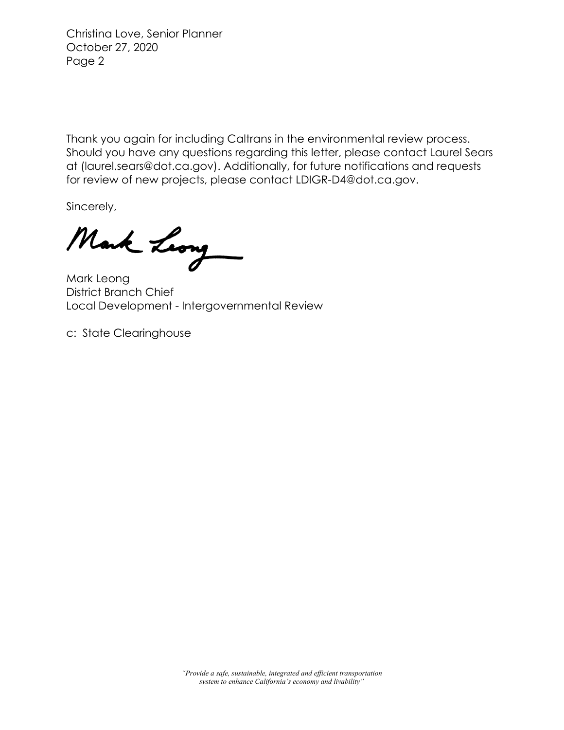Thank you again for including Caltrans in the environmental review process. Should you have any questions regarding this letter, please contact Laurel Sears at (laurel.sears@dot.ca.gov). Additionally, for future notifications and requests for review of new projects, please contact LDIGR-D4@dot.ca.gov.

Sincerely,

Mark Leong  
District Branch Chief  
Local Development - Intergovernmental Review

c: State Clearinghouse